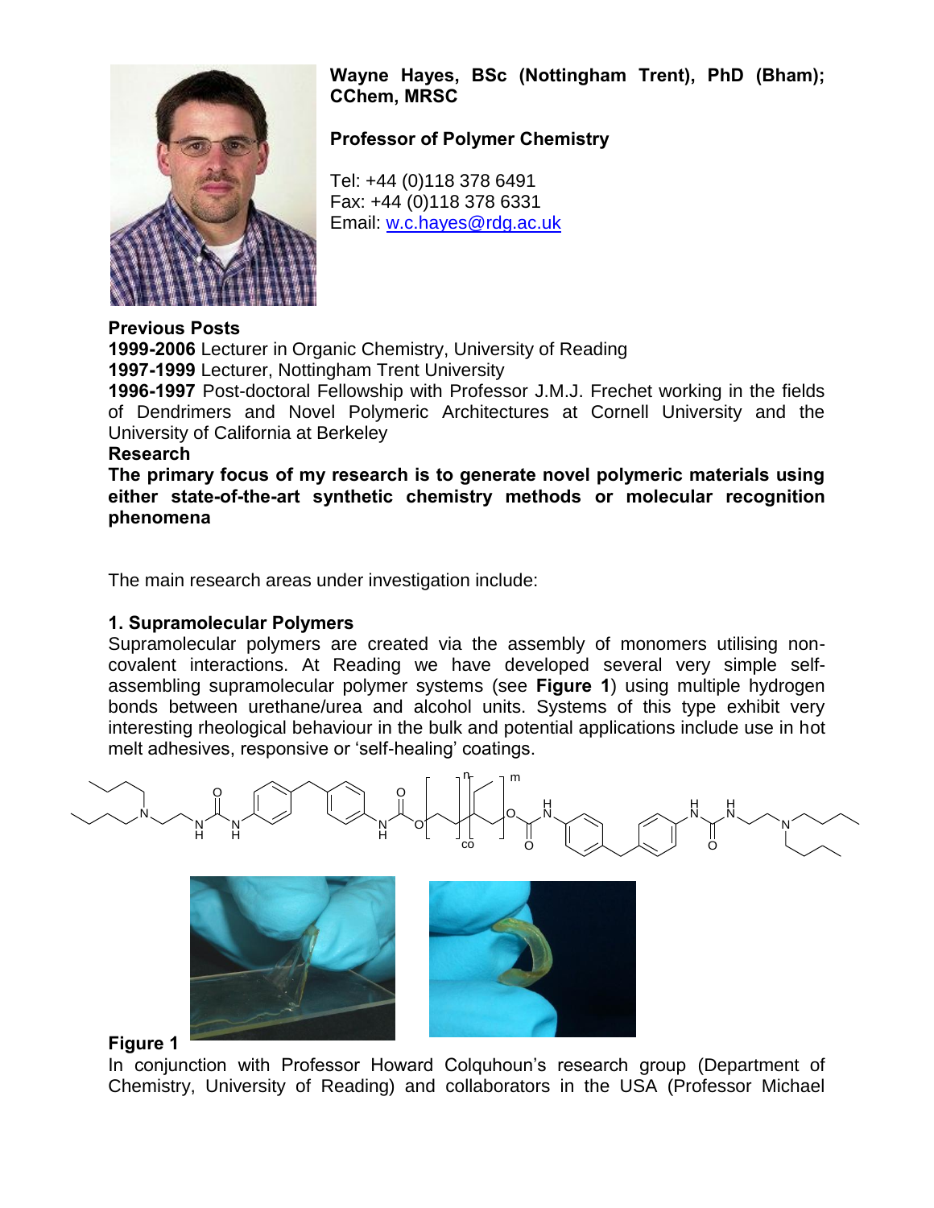**Wayne Hayes, BSc (Nottingham Trent), PhD (Bham); CChem, MRSC**

**Professor of Polymer Chemistry**

Tel: +44 (0)118 378 6491
Fax: +44 (0)118 378 6331
Email: w.c.hayes@rdg.ac.uk

**Previous Posts**

**1999-2006** Lecturer in Organic Chemistry, University of Reading
**1997-1999** Lecturer, Nottingham Trent University
**1996-1997** Post-doctoral Fellowship with Professor J.M.J. Frechet working in the fields of Dendrimers and Novel Polymeric Architectures at Cornell University and the University of California at Berkeley

**Research**

**The primary focus of my research is to generate novel polymeric materials using either state-of-the-art synthetic chemistry methods or molecular recognition phenomena**

The main research areas under investigation include:

**1. Supramolecular Polymers**

Supramolecular polymers are created via the assembly of monomers utilising non-covalent interactions. At Reading we have developed several very simple self-assembling supramolecular polymer systems (see **Figure 1**) using multiple hydrogen bonds between urethane/urea and alcohol units. Systems of this type exhibit very interesting rheological behaviour in the bulk and potential applications include use in hot melt adhesives, responsive or 'self-healing' coatings.

**Figure 1**

In conjunction with Professor Howard Colquhoun's research group (Department of Chemistry, University of Reading) and collaborators in the USA (Professor Michael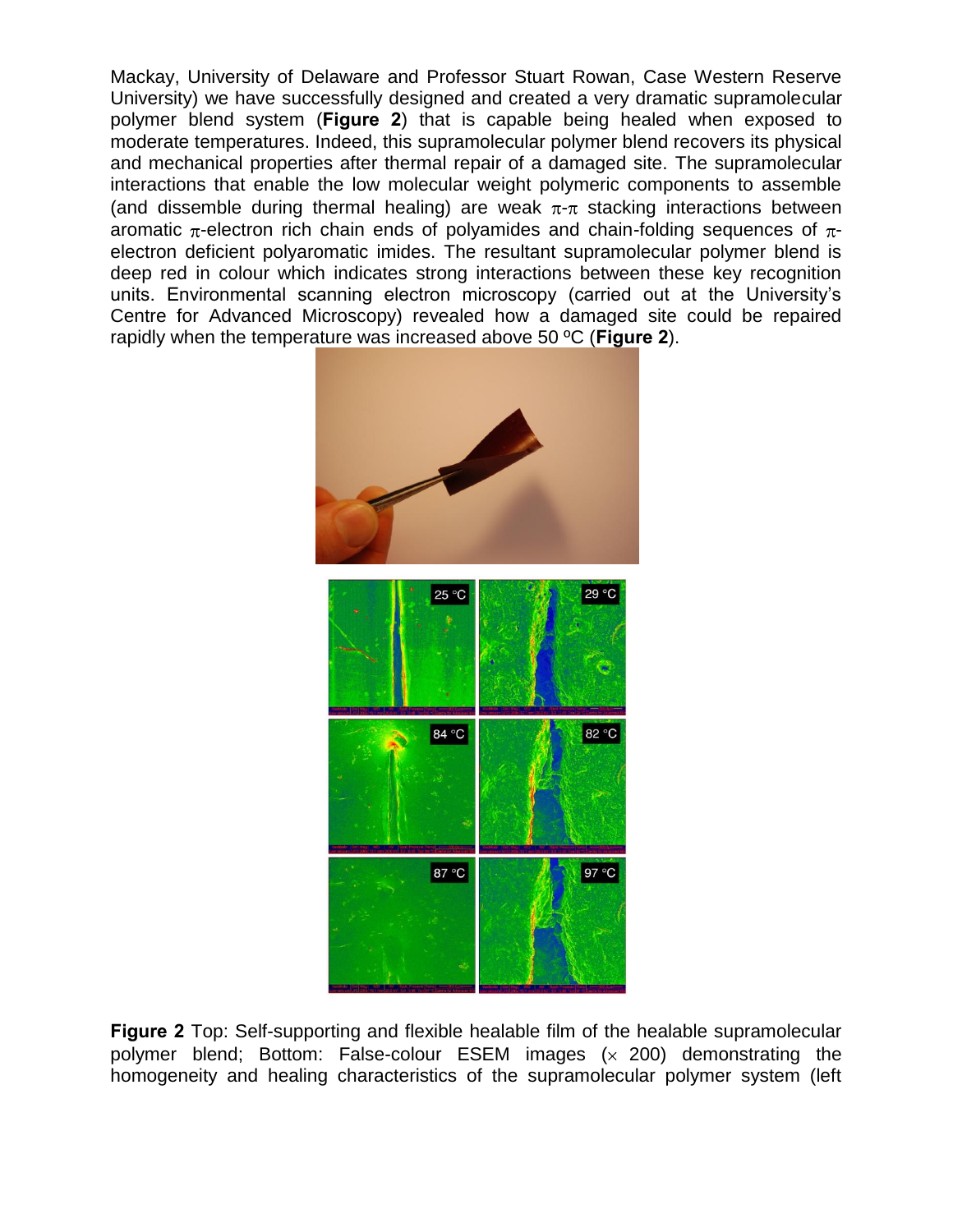Mackay, University of Delaware and Professor Stuart Rowan, Case Western Reserve University) we have successfully designed and created a very dramatic supramolecular polymer blend system (**Figure 2**) that is capable being healed when exposed to moderate temperatures. Indeed, this supramolecular polymer blend recovers its physical and mechanical properties after thermal repair of a damaged site. The supramolecular interactions that enable the low molecular weight polymeric components to assemble (and dissemble during thermal healing) are weak $\pi$-$\pi$ stacking interactions between aromatic $\pi$-electron rich chain ends of polyamides and chain-folding sequences of $\pi$-electron deficient polyaromatic imides. The resultant supramolecular polymer blend is deep red in colour which indicates strong interactions between these key recognition units. Environmental scanning electron microscopy (carried out at the University's Centre for Advanced Microscopy) revealed how a damaged site could be repaired rapidly when the temperature was increased above 50 ºC (**Figure 2**).

**Figure 2** Top: Self-supporting and flexible healable film of the healable supramolecular polymer blend; Bottom: False-colour ESEM images ($\times$ 200) demonstrating the homogeneity and healing characteristics of the supramolecular polymer system (left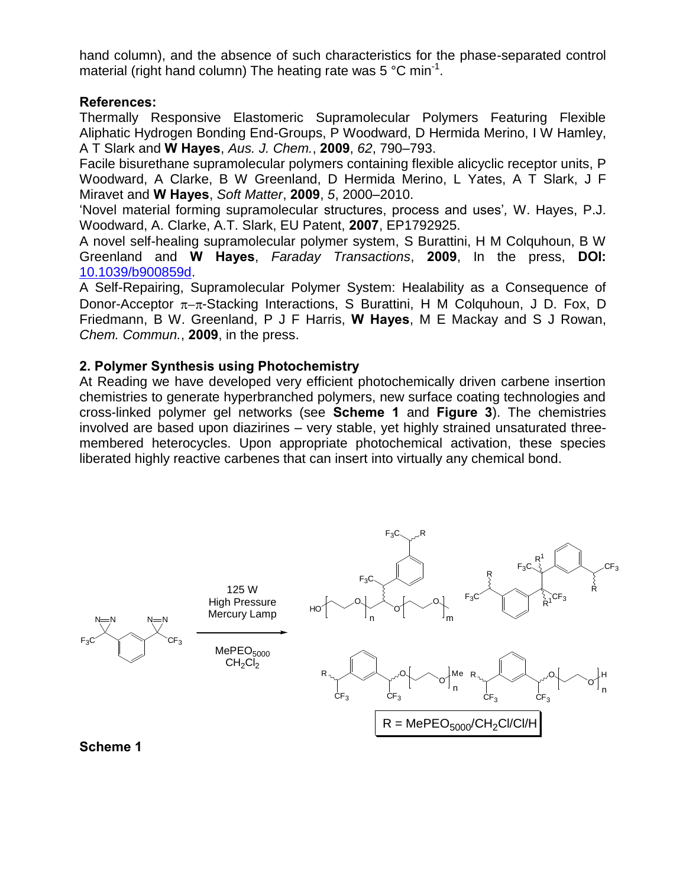hand column), and the absence of such characteristics for the phase-separated control material (right hand column) The heating rate was 5 °C $min^{-1}$.

**References:**

Thermally Responsive Elastomeric Supramolecular Polymers Featuring Flexible Aliphatic Hydrogen Bonding End-Groups, P Woodward, D Hermida Merino, I W Hamley, A T Slark and **W Hayes**, *Aus. J. Chem.*, **2009**, *62*, 790–793.

Facile bisurethane supramolecular polymers containing flexible alicyclic receptor units, P Woodward, A Clarke, B W Greenland, D Hermida Merino, L Yates, A T Slark, J F Miravet and **W Hayes**, *Soft Matter*, **2009**, *5*, 2000–2010.

'Novel material forming supramolecular structures, process and uses', W. Hayes, P.J. Woodward, A. Clarke, A.T. Slark, EU Patent, **2007**, EP1792925.

A novel self-healing supramolecular polymer system, S Burattini, H M Colquhoun, B W Greenland and **W Hayes**, *Faraday Transactions*, **2009**, In the press, **DOI:** 10.1039/b900859d.

A Self-Repairing, Supramolecular Polymer System: Healability as a Consequence of Donor-Acceptor $\pi$–$\pi$-Stacking Interactions, S Burattini, H M Colquhoun, J D. Fox, D Friedmann, B W. Greenland, P J F Harris, **W Hayes**, M E Mackay and S J Rowan, *Chem. Commun.*, **2009**, in the press.

## 2. Polymer Synthesis using Photochemistry

At Reading we have developed very efficient photochemically driven carbene insertion chemistries to generate hyperbranched polymers, new surface coating technologies and cross-linked polymer gel networks (see **Scheme 1** and **Figure 3**). The chemistries involved are based upon diazirines – very stable, yet highly strained unsaturated three-membered heterocycles. Upon appropriate photochemical activation, these species liberated highly reactive carbenes that can insert into virtually any chemical bond.

125 W High Pressure Mercury Lamp

$MePEO_{5000}$ $CH_2Cl_2$

R = $MePEO_{5000}$/$CH_2Cl$/Cl/H

**Scheme 1**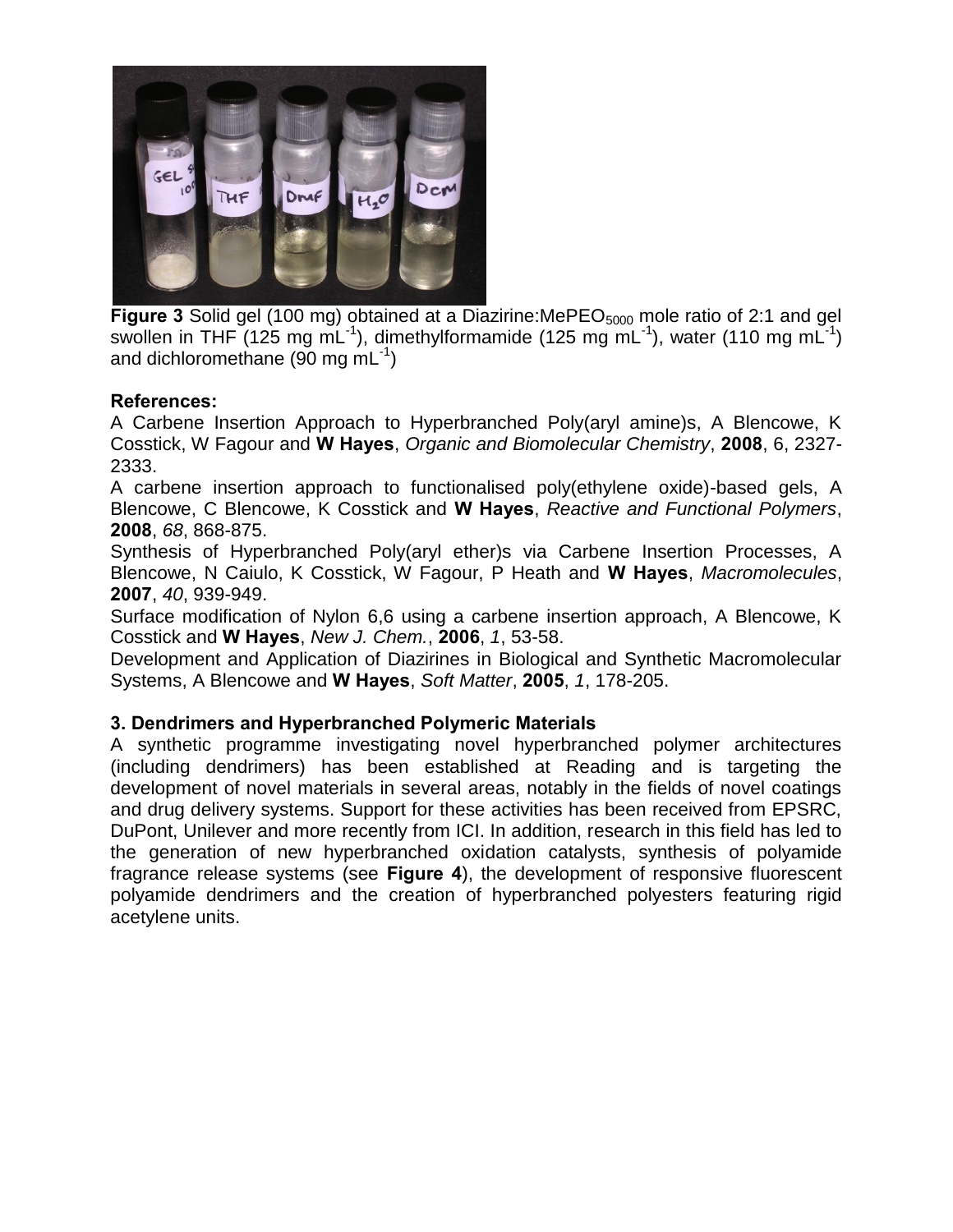**Figure 3** Solid gel (100 mg) obtained at a Diazirine:$MePEO_{5000}$ mole ratio of 2:1 and gel swollen in THF (125 mg $mL^{-1}$), dimethylformamide (125 mg $mL^{-1}$), water (110 mg $mL^{-1}$) and dichloromethane (90 mg $mL^{-1}$)

**References:**

A Carbene Insertion Approach to Hyperbranched Poly(aryl amine)s, A Blencowe, K Cosstick, W Fagour and **W Hayes**, *Organic and Biomolecular Chemistry*, **2008**, 6, 2327-2333.

A carbene insertion approach to functionalised poly(ethylene oxide)-based gels, A Blencowe, C Blencowe, K Cosstick and **W Hayes**, *Reactive and Functional Polymers*, **2008**, *68*, 868-875.

Synthesis of Hyperbranched Poly(aryl ether)s via Carbene Insertion Processes, A Blencowe, N Caiulo, K Cosstick, W Fagour, P Heath and **W Hayes**, *Macromolecules*, **2007**, *40*, 939-949.

Surface modification of Nylon 6,6 using a carbene insertion approach, A Blencowe, K Cosstick and **W Hayes**, *New J. Chem.*, **2006**, *1*, 53-58.

Development and Application of Diazirines in Biological and Synthetic Macromolecular Systems, A Blencowe and **W Hayes**, *Soft Matter*, **2005**, *1*, 178-205.

### 3. Dendrimers and Hyperbranched Polymeric Materials

A synthetic programme investigating novel hyperbranched polymer architectures (including dendrimers) has been established at Reading and is targeting the development of novel materials in several areas, notably in the fields of novel coatings and drug delivery systems. Support for these activities has been received from EPSRC, DuPont, Unilever and more recently from ICI. In addition, research in this field has led to the generation of new hyperbranched oxidation catalysts, synthesis of polyamide fragrance release systems (see **Figure 4**), the development of responsive fluorescent polyamide dendrimers and the creation of hyperbranched polyesters featuring rigid acetylene units.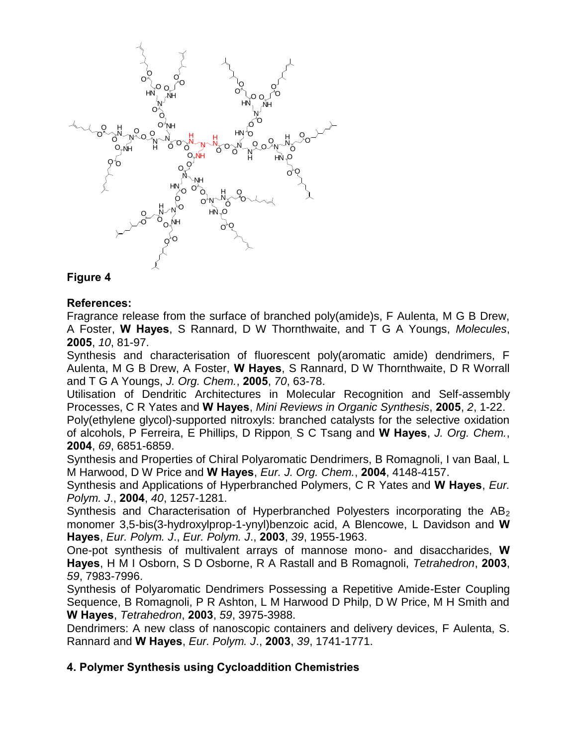**Figure 4**

**References:**

Fragrance release from the surface of branched poly(amide)s, F Aulenta, M G B Drew, A Foster, **W Hayes**, S Rannard, D W Thornthwaite, and T G A Youngs, *Molecules*, **2005**, *10*, 81-97.

Synthesis and characterisation of fluorescent poly(aromatic amide) dendrimers, F Aulenta, M G B Drew, A Foster, **W Hayes**, S Rannard, D W Thornthwaite, D R Worrall and T G A Youngs, *J. Org. Chem.*, **2005**, *70*, 63-78.

Utilisation of Dendritic Architectures in Molecular Recognition and Self-assembly Processes, C R Yates and **W Hayes**, *Mini Reviews in Organic Synthesis*, **2005**, *2*, 1-22.

Poly(ethylene glycol)-supported nitroxyls: branched catalysts for the selective oxidation of alcohols, P Ferreira, E Phillips, D Rippon, S C Tsang and **W Hayes**, *J. Org. Chem.*, **2004**, *69*, 6851-6859.

Synthesis and Properties of Chiral Polyaromatic Dendrimers, B Romagnoli, I van Baal, L M Harwood, D W Price and **W Hayes**, *Eur. J. Org. Chem.*, **2004**, 4148-4157.

Synthesis and Applications of Hyperbranched Polymers, C R Yates and **W Hayes**, *Eur. Polym. J.*, **2004**, *40*, 1257-1281.

Synthesis and Characterisation of Hyperbranched Polyesters incorporating the $AB_2$ monomer 3,5-bis(3-hydroxylprop-1-ynyl)benzoic acid, A Blencowe, L Davidson and **W Hayes**, *Eur. Polym. J.*, *Eur. Polym. J.*, **2003**, *39*, 1955-1963.

One-pot synthesis of multivalent arrays of mannose mono- and disaccharides, **W Hayes**, H M I Osborn, S D Osborne, R A Rastall and B Romagnoli, *Tetrahedron*, **2003**, *59*, 7983-7996.

Synthesis of Polyaromatic Dendrimers Possessing a Repetitive Amide-Ester Coupling Sequence, B Romagnoli, P R Ashton, L M Harwood D Philp, D W Price, M H Smith and **W Hayes**, *Tetrahedron*, **2003**, *59*, 3975-3988.

Dendrimers: A new class of nanoscopic containers and delivery devices, F Aulenta, S. Rannard and **W Hayes**, *Eur. Polym. J.*, **2003**, *39*, 1741-1771.

## 4. Polymer Synthesis using Cycloaddition Chemistries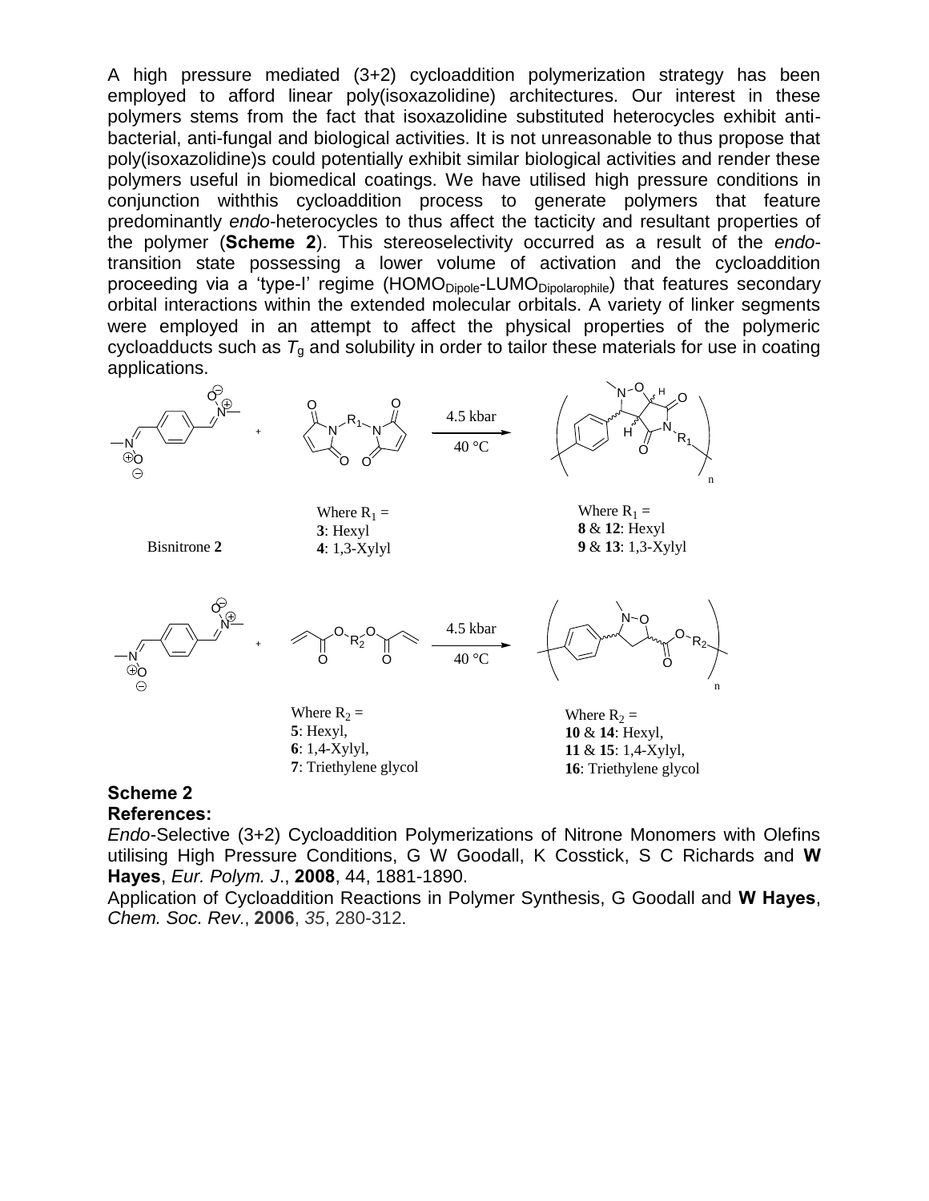A high pressure mediated (3+2) cycloaddition polymerization strategy has been employed to afford linear poly(isoxazolidine) architectures. Our interest in these polymers stems from the fact that isoxazolidine substituted heterocycles exhibit anti-bacterial, anti-fungal and biological activities. It is not unreasonable to thus propose that poly(isoxazolidine)s could potentially exhibit similar biological activities and render these polymers useful in biomedical coatings. We have utilised high pressure conditions in conjunction withthis cycloaddition process to generate polymers that feature predominantly *endo*-heterocycles to thus affect the tacticity and resultant properties of the polymer (**Scheme 2**). This stereoselectivity occurred as a result of the *endo*-transition state possessing a lower volume of activation and the cycloaddition proceeding via a 'type-I' regime ($HOMO_{Dipole}$-$LUMO_{Dipolarophile}$) that features secondary orbital interactions within the extended molecular orbitals. A variety of linker segments were employed in an attempt to affect the physical properties of the polymeric cycloadducts such as $T_g$ and solubility in order to tailor these materials for use in coating applications.

4.5 kbar

40 °C

Bisnitrone **2**

Where $R_1$ =
**3**: Hexyl
**4**: 1,3-Xylyl

Where $R_1$ =
**8** & **12**: Hexyl
**9** & **13**: 1,3-Xylyl

4.5 kbar

40 °C

Where $R_2$ =
**5**: Hexyl,
**6**: 1,4-Xylyl,
**7**: Triethylene glycol

Where $R_2$ =
**10** & **14**: Hexyl,
**11** & **15**: 1,4-Xylyl,
**16**: Triethylene glycol

**Scheme 2**

**References:**

*Endo*-Selective (3+2) Cycloaddition Polymerizations of Nitrone Monomers with Olefins utilising High Pressure Conditions, G W Goodall, K Cosstick, S C Richards and **W Hayes**, *Eur. Polym. J*., **2008**, 44, 1881-1890.

Application of Cycloaddition Reactions in Polymer Synthesis, G Goodall and **W Hayes**, *Chem. Soc. Rev.*, **2006**, *35*, 280-312.